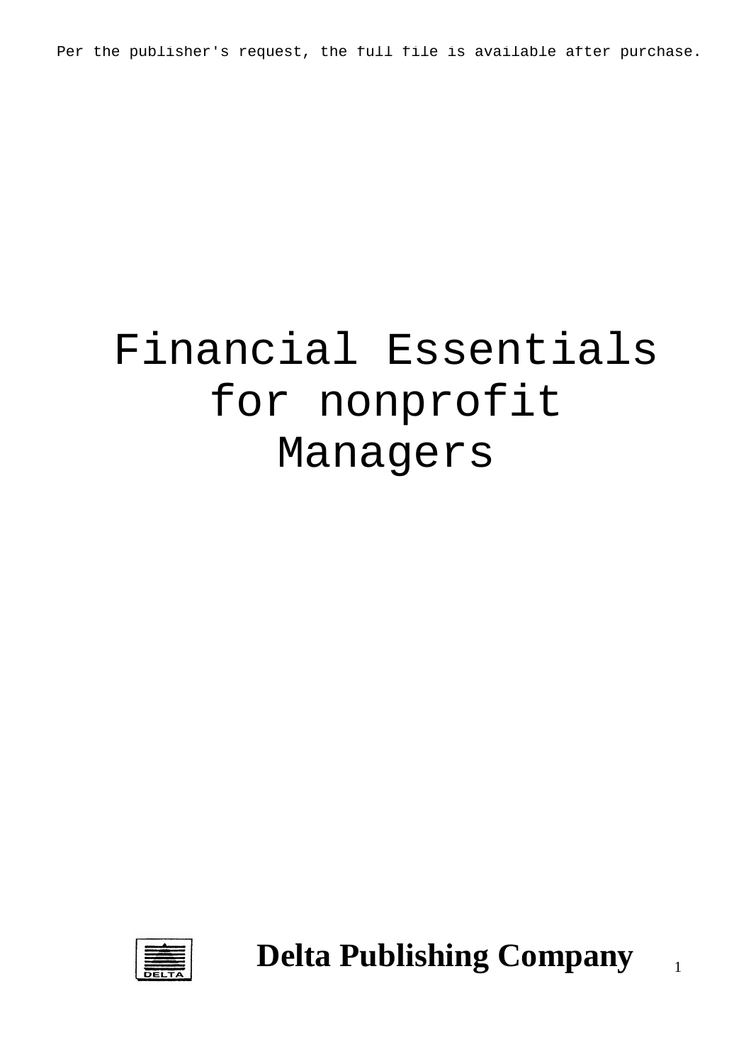Per the publisher's request, the full file is available after purchase.

# Financial Essentials for nonprofit Managers

**Delta Publishing Company**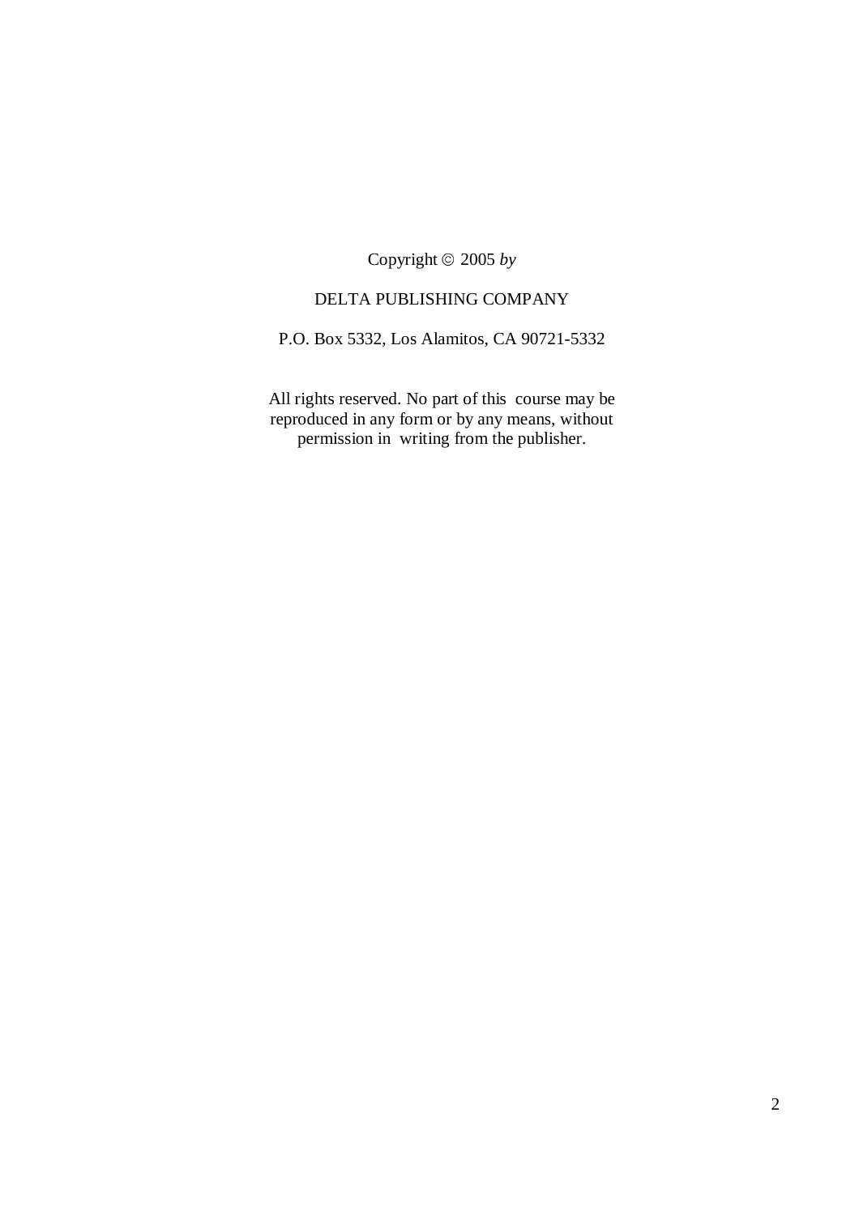Copyright © 2005 *by*

DELTA PUBLISHING COMPANY

P.O. Box 5332, Los Alamitos, CA 90721-5332

All rights reserved. No part of this course may be reproduced in any form or by any means, without permission in writing from the publisher.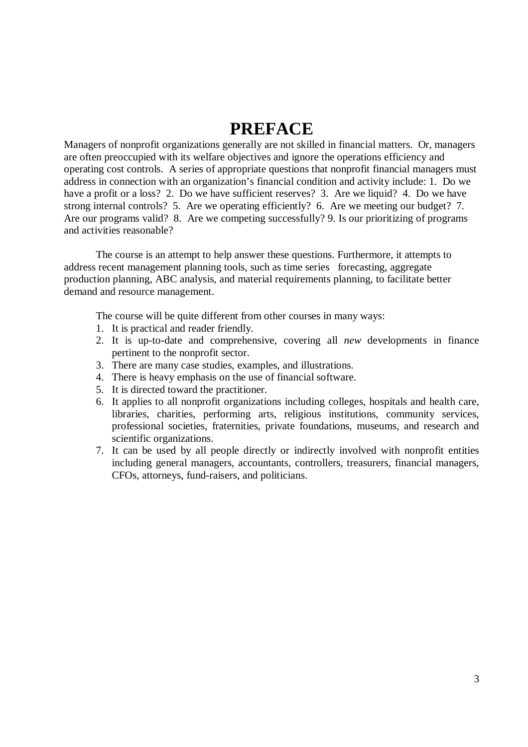# PREFACE

Managers of nonprofit organizations generally are not skilled in financial matters. Or, managers are often preoccupied with its welfare objectives and ignore the operations efficiency and operating cost controls. A series of appropriate questions that nonprofit financial managers must address in connection with an organization's financial condition and activity include: 1. Do we have a profit or a loss? 2. Do we have sufficient reserves? 3. Are we liquid? 4. Do we have strong internal controls? 5. Are we operating efficiently? 6. Are we meeting our budget? 7. Are our programs valid? 8. Are we competing successfully? 9. Is our prioritizing of programs and activities reasonable?

The course is an attempt to help answer these questions. Furthermore, it attempts to address recent management planning tools, such as time series forecasting, aggregate production planning, ABC analysis, and material requirements planning, to facilitate better demand and resource management.

The course will be quite different from other courses in many ways:

1. It is practical and reader friendly.
2. It is up-to-date and comprehensive, covering all *new* developments in finance pertinent to the nonprofit sector.
3. There are many case studies, examples, and illustrations.
4. There is heavy emphasis on the use of financial software.
5. It is directed toward the practitioner.
6. It applies to all nonprofit organizations including colleges, hospitals and health care, libraries, charities, performing arts, religious institutions, community services, professional societies, fraternities, private foundations, museums, and research and scientific organizations.
7. It can be used by all people directly or indirectly involved with nonprofit entities including general managers, accountants, controllers, treasurers, financial managers, CFOs, attorneys, fund-raisers, and politicians.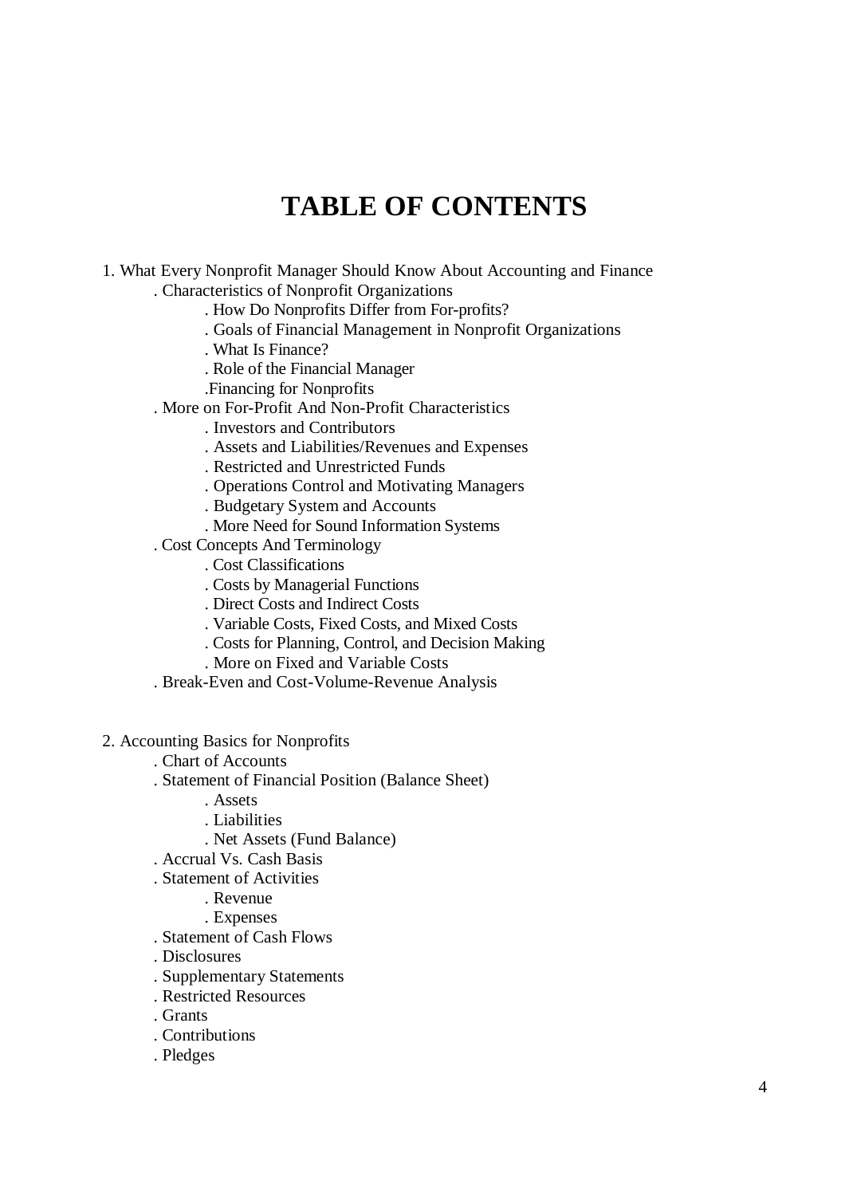# TABLE OF CONTENTS

1. What Every Nonprofit Manager Should Know About Accounting and Finance
    - . Characteristics of Nonprofit Organizations
        - . How Do Nonprofits Differ from For-profits?
        - . Goals of Financial Management in Nonprofit Organizations
        - . What Is Finance?
        - . Role of the Financial Manager
        - .Financing for Nonprofits
    - . More on For-Profit And Non-Profit Characteristics
        - . Investors and Contributors
        - . Assets and Liabilities/Revenues and Expenses
        - . Restricted and Unrestricted Funds
        - . Operations Control and Motivating Managers
        - . Budgetary System and Accounts
        - . More Need for Sound Information Systems
    - . Cost Concepts And Terminology
        - . Cost Classifications
        - . Costs by Managerial Functions
        - . Direct Costs and Indirect Costs
        - . Variable Costs, Fixed Costs, and Mixed Costs
        - . Costs for Planning, Control, and Decision Making
        - . More on Fixed and Variable Costs
    - . Break-Even and Cost-Volume-Revenue Analysis

2. Accounting Basics for Nonprofits
    - . Chart of Accounts
    - . Statement of Financial Position (Balance Sheet)
        - . Assets
        - . Liabilities
        - . Net Assets (Fund Balance)
    - . Accrual Vs. Cash Basis
    - . Statement of Activities
        - . Revenue
        - . Expenses
    - . Statement of Cash Flows
    - . Disclosures
    - . Supplementary Statements
    - . Restricted Resources
    - . Grants
    - . Contributions
    - . Pledges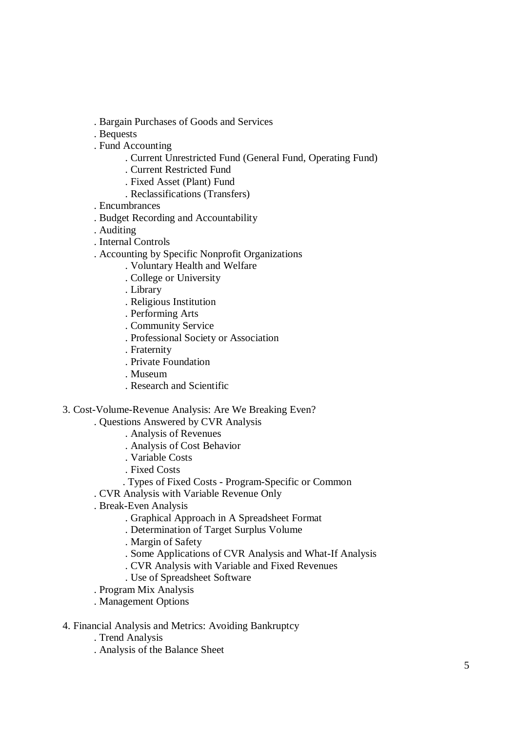- . Bargain Purchases of Goods and Services
- . Bequests
- . Fund Accounting
    - . Current Unrestricted Fund (General Fund, Operating Fund)
    - . Current Restricted Fund
    - . Fixed Asset (Plant) Fund
    - . Reclassifications (Transfers)
- . Encumbrances
- . Budget Recording and Accountability
- . Auditing
- . Internal Controls
- . Accounting by Specific Nonprofit Organizations
    - . Voluntary Health and Welfare
    - . College or University
    - . Library
    - . Religious Institution
    - . Performing Arts
    - . Community Service
    - . Professional Society or Association
    - . Fraternity
    - . Private Foundation
    - . Museum
    - . Research and Scientific

3. Cost-Volume-Revenue Analysis: Are We Breaking Even?
    - . Questions Answered by CVR Analysis
        - . Analysis of Revenues
        - . Analysis of Cost Behavior
        - . Variable Costs
        - . Fixed Costs
        - . Types of Fixed Costs - Program-Specific or Common
    - . CVR Analysis with Variable Revenue Only
    - . Break-Even Analysis
        - . Graphical Approach in A Spreadsheet Format
        - . Determination of Target Surplus Volume
        - . Margin of Safety
        - . Some Applications of CVR Analysis and What-If Analysis
        - . CVR Analysis with Variable and Fixed Revenues
        - . Use of Spreadsheet Software
    - . Program Mix Analysis
    - . Management Options

4. Financial Analysis and Metrics: Avoiding Bankruptcy
    - . Trend Analysis
    - . Analysis of the Balance Sheet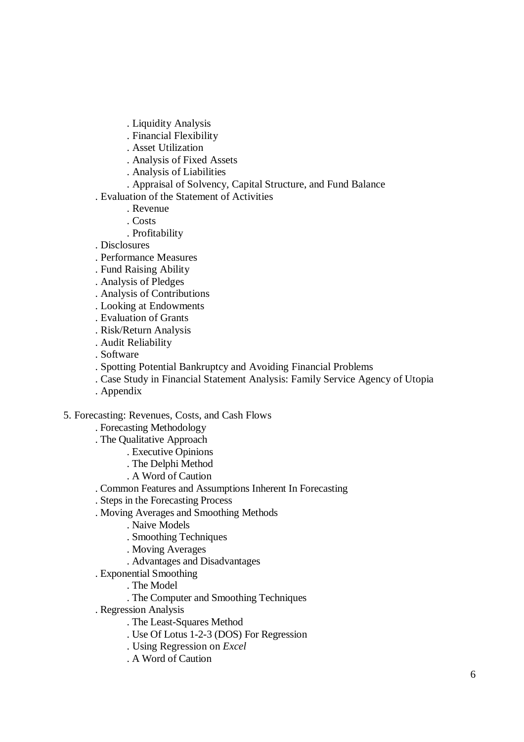. Liquidity Analysis
        . Financial Flexibility
        . Asset Utilization
        . Analysis of Fixed Assets
        . Analysis of Liabilities
        . Appraisal of Solvency, Capital Structure, and Fund Balance
    . Evaluation of the Statement of Activities
        . Revenue
        . Costs
        . Profitability
    . Disclosures
    . Performance Measures
    . Fund Raising Ability
    . Analysis of Pledges
    . Analysis of Contributions
    . Looking at Endowments
    . Evaluation of Grants
    . Risk/Return Analysis
    . Audit Reliability
    . Software
    . Spotting Potential Bankruptcy and Avoiding Financial Problems
    . Case Study in Financial Statement Analysis: Family Service Agency of Utopia
    . Appendix

5. Forecasting: Revenues, Costs, and Cash Flows
    . Forecasting Methodology
    . The Qualitative Approach
        . Executive Opinions
        . The Delphi Method
        . A Word of Caution
    . Common Features and Assumptions Inherent In Forecasting
    . Steps in the Forecasting Process
    . Moving Averages and Smoothing Methods
        . Naive Models
        . Smoothing Techniques
        . Moving Averages
        . Advantages and Disadvantages
    . Exponential Smoothing
        . The Model
        . The Computer and Smoothing Techniques
    . Regression Analysis
        . The Least-Squares Method
        . Use Of Lotus 1-2-3 (DOS) For Regression
        . Using Regression on *Excel*
        . A Word of Caution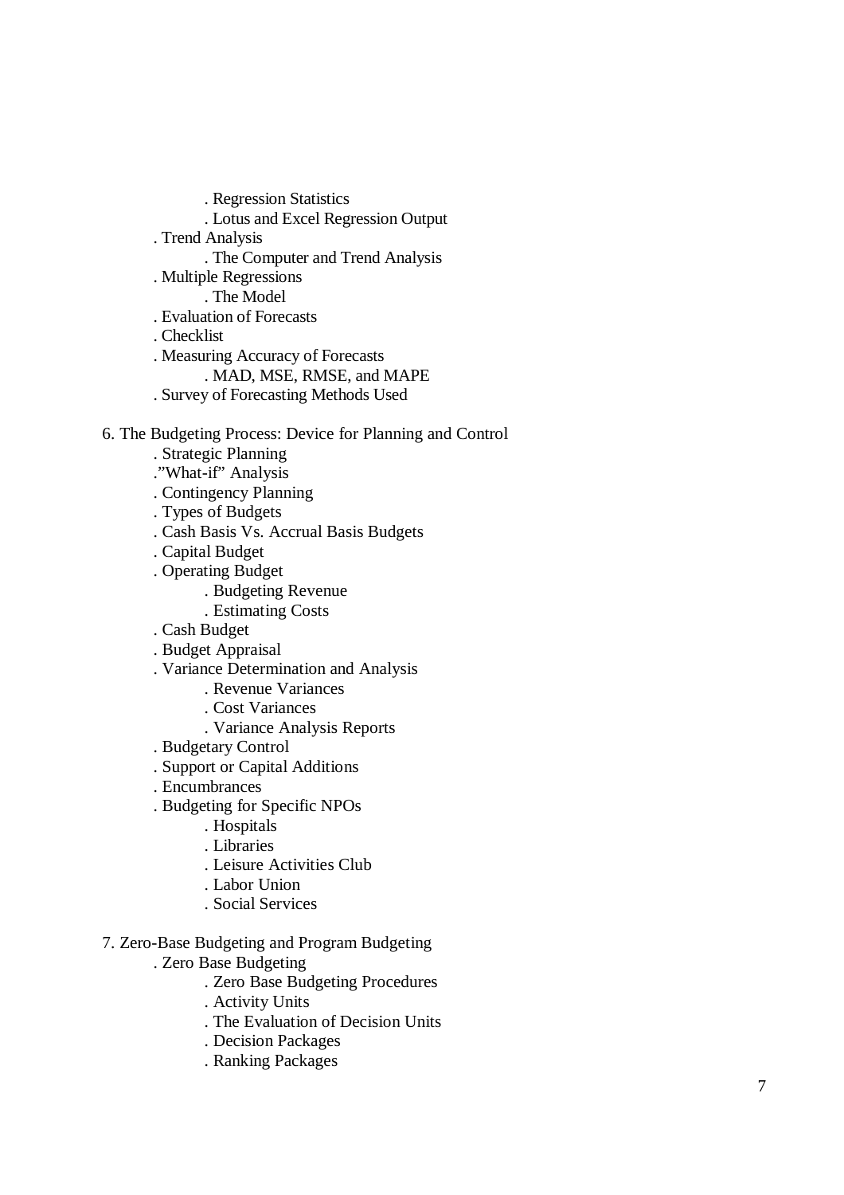. Regression Statistics
. Lotus and Excel Regression Output
. Trend Analysis
. The Computer and Trend Analysis
. Multiple Regressions
. The Model
. Evaluation of Forecasts
. Checklist
. Measuring Accuracy of Forecasts
. MAD, MSE, RMSE, and MAPE
. Survey of Forecasting Methods Used

6. The Budgeting Process: Device for Planning and Control
. Strategic Planning
."What-if" Analysis
. Contingency Planning
. Types of Budgets
. Cash Basis Vs. Accrual Basis Budgets
. Capital Budget
. Operating Budget
. Budgeting Revenue
. Estimating Costs
. Cash Budget
. Budget Appraisal
. Variance Determination and Analysis
. Revenue Variances
. Cost Variances
. Variance Analysis Reports
. Budgetary Control
. Support or Capital Additions
. Encumbrances
. Budgeting for Specific NPOs
. Hospitals
. Libraries
. Leisure Activities Club
. Labor Union
. Social Services

7. Zero-Base Budgeting and Program Budgeting
. Zero Base Budgeting
. Zero Base Budgeting Procedures
. Activity Units
. The Evaluation of Decision Units
. Decision Packages
. Ranking Packages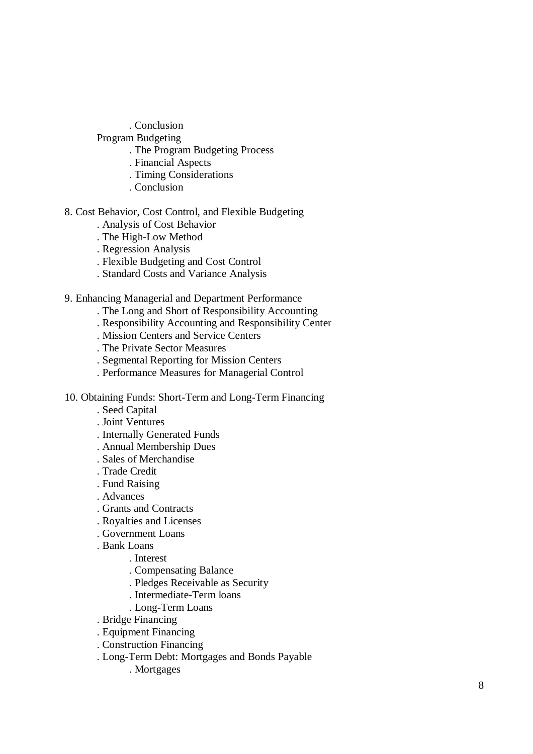- . Conclusion

Program Budgeting

  - . The Program Budgeting Process
  - . Financial Aspects
  - . Timing Considerations
  - . Conclusion

8. Cost Behavior, Cost Control, and Flexible Budgeting
   - . Analysis of Cost Behavior
   - . The High-Low Method
   - . Regression Analysis
   - . Flexible Budgeting and Cost Control
   - . Standard Costs and Variance Analysis

9. Enhancing Managerial and Department Performance
   - . The Long and Short of Responsibility Accounting
   - . Responsibility Accounting and Responsibility Center
   - . Mission Centers and Service Centers
   - . The Private Sector Measures
   - . Segmental Reporting for Mission Centers
   - . Performance Measures for Managerial Control

10. Obtaining Funds: Short-Term and Long-Term Financing
    - . Seed Capital
    - . Joint Ventures
    - . Internally Generated Funds
    - . Annual Membership Dues
    - . Sales of Merchandise
    - . Trade Credit
    - . Fund Raising
    - . Advances
    - . Grants and Contracts
    - . Royalties and Licenses
    - . Government Loans
    - . Bank Loans
      - . Interest
      - . Compensating Balance
      - . Pledges Receivable as Security
      - . Intermediate-Term loans
      - . Long-Term Loans
    - . Bridge Financing
    - . Equipment Financing
    - . Construction Financing
    - . Long-Term Debt: Mortgages and Bonds Payable
      - . Mortgages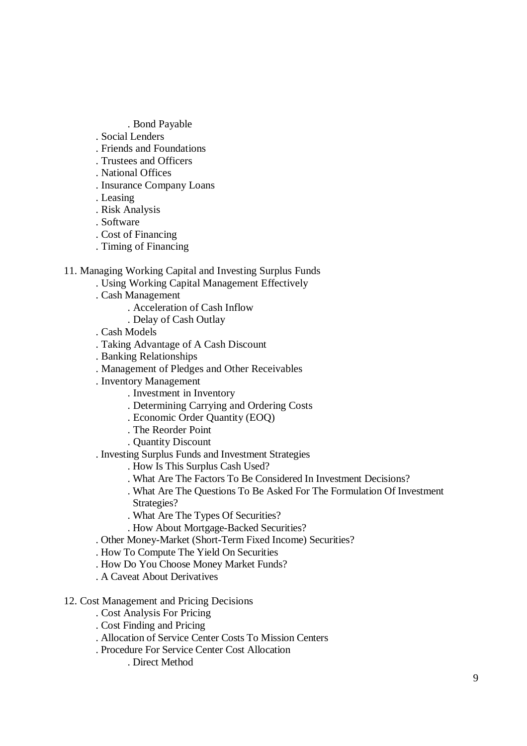. Bond Payable
    . Social Lenders
    . Friends and Foundations
    . Trustees and Officers
    . National Offices
    . Insurance Company Loans
    . Leasing
    . Risk Analysis
    . Software
    . Cost of Financing
    . Timing of Financing

11. Managing Working Capital and Investing Surplus Funds
    . Using Working Capital Management Effectively
    . Cash Management
        . Acceleration of Cash Inflow
        . Delay of Cash Outlay
    . Cash Models
    . Taking Advantage of A Cash Discount
    . Banking Relationships
    . Management of Pledges and Other Receivables
    . Inventory Management
        . Investment in Inventory
        . Determining Carrying and Ordering Costs
        . Economic Order Quantity (EOQ)
        . The Reorder Point
        . Quantity Discount
    . Investing Surplus Funds and Investment Strategies
        . How Is This Surplus Cash Used?
        . What Are The Factors To Be Considered In Investment Decisions?
        . What Are The Questions To Be Asked For The Formulation Of Investment Strategies?
        . What Are The Types Of Securities?
        . How About Mortgage-Backed Securities?
    . Other Money-Market (Short-Term Fixed Income) Securities?
    . How To Compute The Yield On Securities
    . How Do You Choose Money Market Funds?
    . A Caveat About Derivatives

12. Cost Management and Pricing Decisions
    . Cost Analysis For Pricing
    . Cost Finding and Pricing
    . Allocation of Service Center Costs To Mission Centers
    . Procedure For Service Center Cost Allocation
        . Direct Method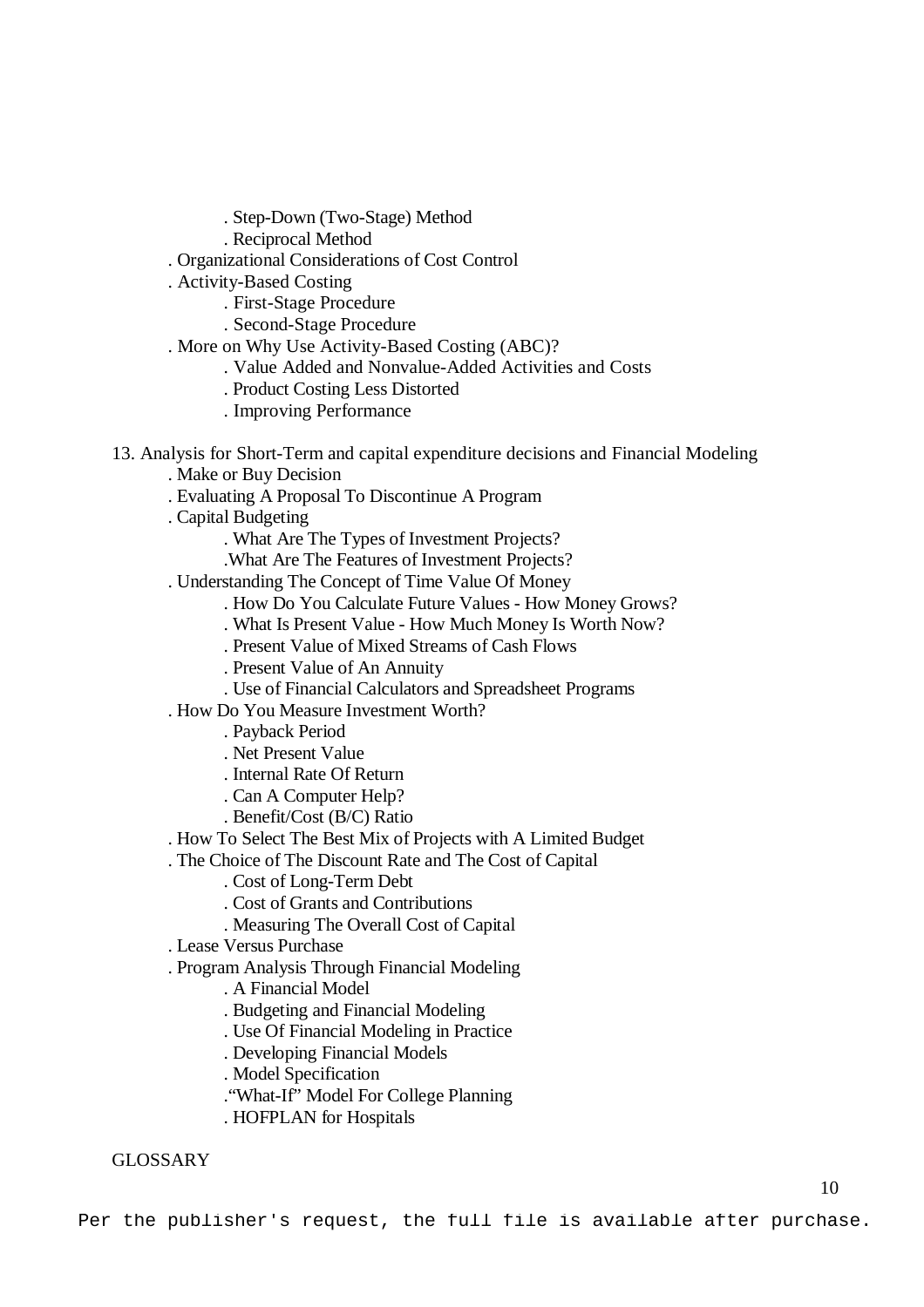- Step-Down (Two-Stage) Method
    - Reciprocal Method
  - Organizational Considerations of Cost Control
  - Activity-Based Costing
    - First-Stage Procedure
    - Second-Stage Procedure
  - More on Why Use Activity-Based Costing (ABC)?
    - Value Added and Nonvalue-Added Activities and Costs
    - Product Costing Less Distorted
    - Improving Performance

13. Analysis for Short-Term and capital expenditure decisions and Financial Modeling
  - Make or Buy Decision
  - Evaluating A Proposal To Discontinue A Program
  - Capital Budgeting
    - What Are The Types of Investment Projects?
    - What Are The Features of Investment Projects?
  - Understanding The Concept of Time Value Of Money
    - How Do You Calculate Future Values - How Money Grows?
    - What Is Present Value - How Much Money Is Worth Now?
    - Present Value of Mixed Streams of Cash Flows
    - Present Value of An Annuity
    - Use of Financial Calculators and Spreadsheet Programs
  - How Do You Measure Investment Worth?
    - Payback Period
    - Net Present Value
    - Internal Rate Of Return
    - Can A Computer Help?
    - Benefit/Cost (B/C) Ratio
  - How To Select The Best Mix of Projects with A Limited Budget
  - The Choice of The Discount Rate and The Cost of Capital
    - Cost of Long-Term Debt
    - Cost of Grants and Contributions
    - Measuring The Overall Cost of Capital
  - Lease Versus Purchase
  - Program Analysis Through Financial Modeling
    - A Financial Model
    - Budgeting and Financial Modeling
    - Use Of Financial Modeling in Practice
    - Developing Financial Models
    - Model Specification
    - "What-If" Model For College Planning
    - HOFPLAN for Hospitals

GLOSSARY

Per the publisher's request, the full file is available after purchase.